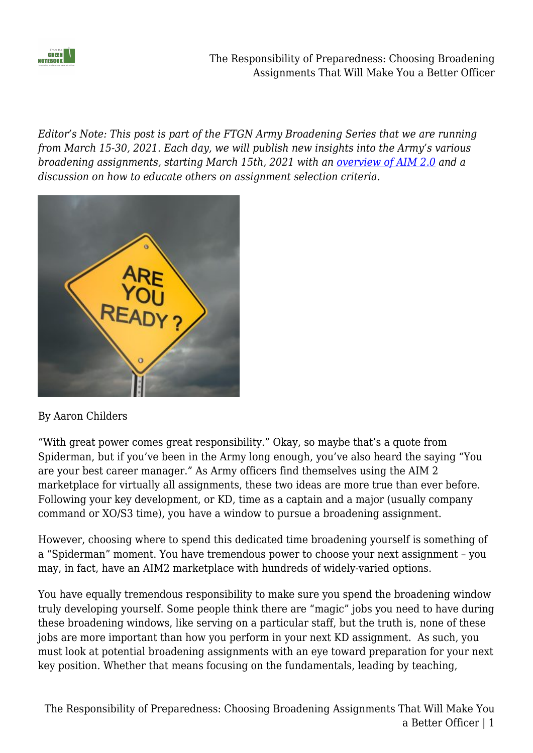*Editor's Note: This post is part of the FTGN Army Broadening Series that we are running from March 15-30, 2021. Each day, we will publish new insights into the Army's various broadening assignments, starting March 15th, 2021 with an [overview of AIM 2.0] and a discussion on how to educate others on assignment selection criteria.*

By Aaron Childers

"With great power comes great responsibility." Okay, so maybe that's a quote from Spiderman, but if you've been in the Army long enough, you've also heard the saying "You are your best career manager." As Army officers find themselves using the AIM 2 marketplace for virtually all assignments, these two ideas are more true than ever before. Following your key development, or KD, time as a captain and a major (usually company command or XO/S3 time), you have a window to pursue a broadening assignment.

However, choosing where to spend this dedicated time broadening yourself is something of a "Spiderman" moment. You have tremendous power to choose your next assignment – you may, in fact, have an AIM2 marketplace with hundreds of widely-varied options.

You have equally tremendous responsibility to make sure you spend the broadening window truly developing yourself. Some people think there are "magic" jobs you need to have during these broadening windows, like serving on a particular staff, but the truth is, none of these jobs are more important than how you perform in your next KD assignment. As such, you must look at potential broadening assignments with an eye toward preparation for your next key position. Whether that means focusing on the fundamentals, leading by teaching,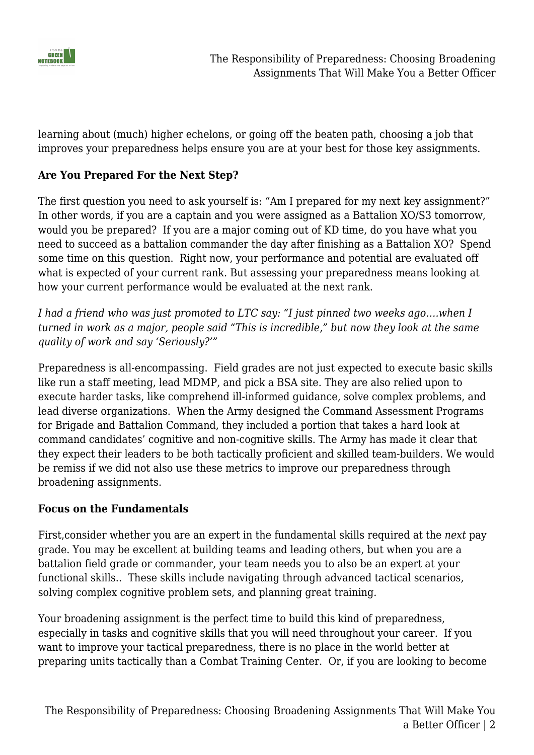learning about (much) higher echelons, or going off the beaten path, choosing a job that improves your preparedness helps ensure you are at your best for those key assignments.

**Are You Prepared For the Next Step?**

The first question you need to ask yourself is: “Am I prepared for my next key assignment?” In other words, if you are a captain and you were assigned as a Battalion XO/S3 tomorrow, would you be prepared? If you are a major coming out of KD time, do you have what you need to succeed as a battalion commander the day after finishing as a Battalion XO? Spend some time on this question. Right now, your performance and potential are evaluated off what is expected of your current rank. But assessing your preparedness means looking at how your current performance would be evaluated at the next rank.

*I had a friend who was just promoted to LTC say: “I just pinned two weeks ago….when I turned in work as a major, people said “This is incredible,” but now they look at the same quality of work and say ‘Seriously?’”*

Preparedness is all-encompassing. Field grades are not just expected to execute basic skills like run a staff meeting, lead MDMP, and pick a BSA site. They are also relied upon to execute harder tasks, like comprehend ill-informed guidance, solve complex problems, and lead diverse organizations. When the Army designed the Command Assessment Programs for Brigade and Battalion Command, they included a portion that takes a hard look at command candidates’ cognitive and non-cognitive skills. The Army has made it clear that they expect their leaders to be both tactically proficient and skilled team-builders. We would be remiss if we did not also use these metrics to improve our preparedness through broadening assignments.

**Focus on the Fundamentals**

First,consider whether you are an expert in the fundamental skills required at the *next* pay grade. You may be excellent at building teams and leading others, but when you are a battalion field grade or commander, your team needs you to also be an expert at your functional skills.. These skills include navigating through advanced tactical scenarios, solving complex cognitive problem sets, and planning great training.

Your broadening assignment is the perfect time to build this kind of preparedness, especially in tasks and cognitive skills that you will need throughout your career. If you want to improve your tactical preparedness, there is no place in the world better at preparing units tactically than a Combat Training Center. Or, if you are looking to become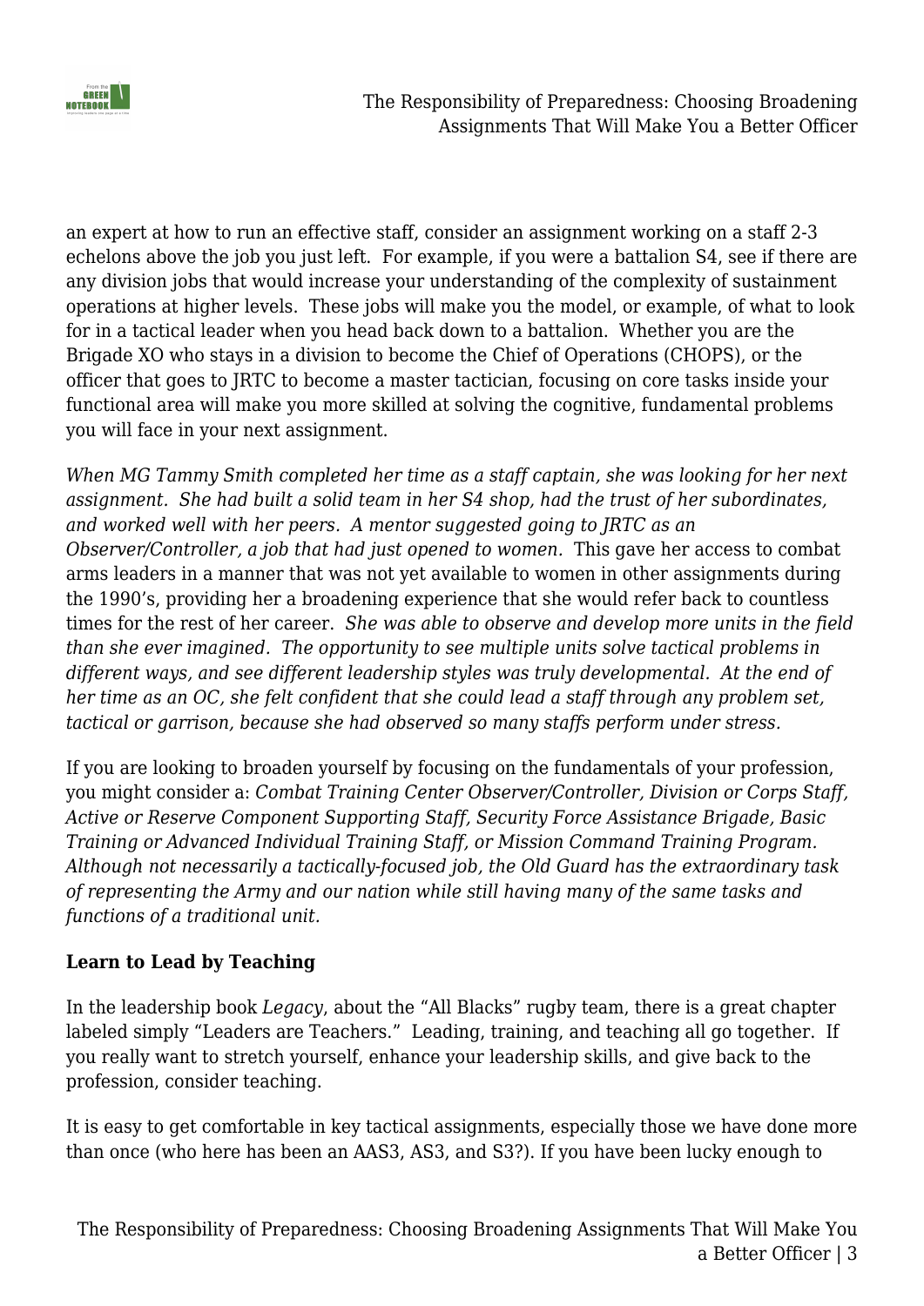an expert at how to run an effective staff, consider an assignment working on a staff 2-3 echelons above the job you just left. For example, if you were a battalion S4, see if there are any division jobs that would increase your understanding of the complexity of sustainment operations at higher levels. These jobs will make you the model, or example, of what to look for in a tactical leader when you head back down to a battalion. Whether you are the Brigade XO who stays in a division to become the Chief of Operations (CHOPS), or the officer that goes to JRTC to become a master tactician, focusing on core tasks inside your functional area will make you more skilled at solving the cognitive, fundamental problems you will face in your next assignment.

*When MG Tammy Smith completed her time as a staff captain, she was looking for her next assignment. She had built a solid team in her S4 shop, had the trust of her subordinates, and worked well with her peers. A mentor suggested going to JRTC as an Observer/Controller, a job that had just opened to women.* This gave her access to combat arms leaders in a manner that was not yet available to women in other assignments during the 1990's, providing her a broadening experience that she would refer back to countless times for the rest of her career. *She was able to observe and develop more units in the field than she ever imagined. The opportunity to see multiple units solve tactical problems in different ways, and see different leadership styles was truly developmental. At the end of her time as an OC, she felt confident that she could lead a staff through any problem set, tactical or garrison, because she had observed so many staffs perform under stress.*

If you are looking to broaden yourself by focusing on the fundamentals of your profession, you might consider a: *Combat Training Center Observer/Controller, Division or Corps Staff, Active or Reserve Component Supporting Staff, Security Force Assistance Brigade, Basic Training or Advanced Individual Training Staff, or Mission Command Training Program. Although not necessarily a tactically-focused job, the Old Guard has the extraordinary task of representing the Army and our nation while still having many of the same tasks and functions of a traditional unit.*

**Learn to Lead by Teaching**

In the leadership book *Legacy*, about the "All Blacks" rugby team, there is a great chapter labeled simply "Leaders are Teachers." Leading, training, and teaching all go together. If you really want to stretch yourself, enhance your leadership skills, and give back to the profession, consider teaching.

It is easy to get comfortable in key tactical assignments, especially those we have done more than once (who here has been an AAS3, AS3, and S3?). If you have been lucky enough to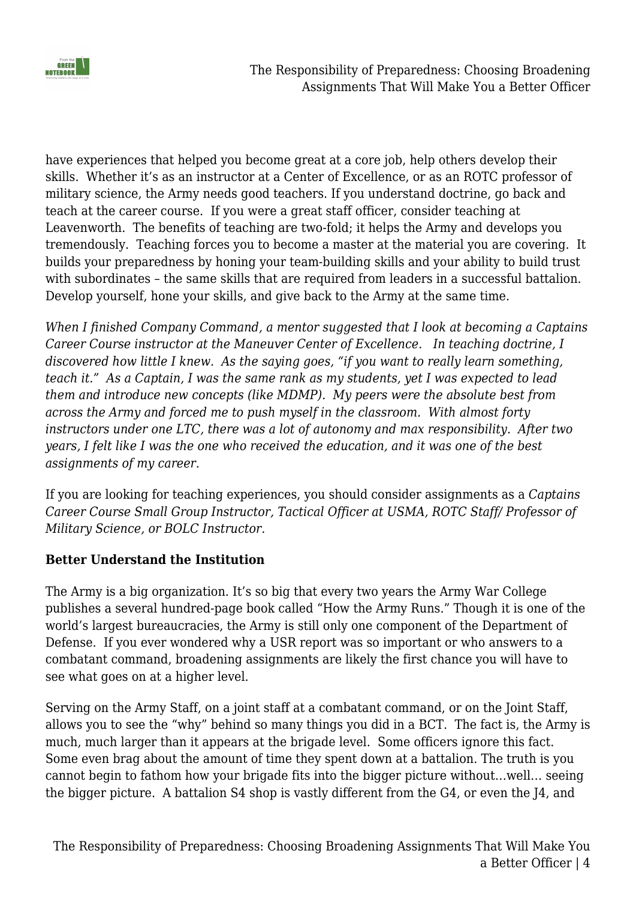have experiences that helped you become great at a core job, help others develop their skills. Whether it's as an instructor at a Center of Excellence, or as an ROTC professor of military science, the Army needs good teachers. If you understand doctrine, go back and teach at the career course. If you were a great staff officer, consider teaching at Leavenworth. The benefits of teaching are two-fold; it helps the Army and develops you tremendously. Teaching forces you to become a master at the material you are covering. It builds your preparedness by honing your team-building skills and your ability to build trust with subordinates – the same skills that are required from leaders in a successful battalion. Develop yourself, hone your skills, and give back to the Army at the same time.

*When I finished Company Command, a mentor suggested that I look at becoming a Captains Career Course instructor at the Maneuver Center of Excellence. In teaching doctrine, I discovered how little I knew. As the saying goes, "if you want to really learn something, teach it." As a Captain, I was the same rank as my students, yet I was expected to lead them and introduce new concepts (like MDMP). My peers were the absolute best from across the Army and forced me to push myself in the classroom. With almost forty instructors under one LTC, there was a lot of autonomy and max responsibility. After two years, I felt like I was the one who received the education, and it was one of the best assignments of my career.*

If you are looking for teaching experiences, you should consider assignments as a *Captains Career Course Small Group Instructor, Tactical Officer at USMA, ROTC Staff/ Professor of Military Science, or BOLC Instructor.*

**Better Understand the Institution**

The Army is a big organization. It's so big that every two years the Army War College publishes a several hundred-page book called "How the Army Runs." Though it is one of the world's largest bureaucracies, the Army is still only one component of the Department of Defense. If you ever wondered why a USR report was so important or who answers to a combatant command, broadening assignments are likely the first chance you will have to see what goes on at a higher level.

Serving on the Army Staff, on a joint staff at a combatant command, or on the Joint Staff, allows you to see the "why" behind so many things you did in a BCT. The fact is, the Army is much, much larger than it appears at the brigade level. Some officers ignore this fact. Some even brag about the amount of time they spent down at a battalion. The truth is you cannot begin to fathom how your brigade fits into the bigger picture without…well… seeing the bigger picture. A battalion S4 shop is vastly different from the G4, or even the J4, and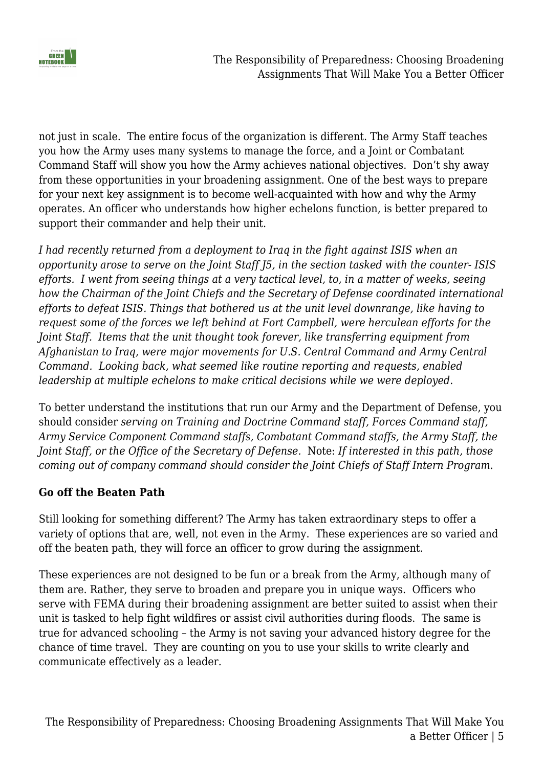not just in scale. The entire focus of the organization is different. The Army Staff teaches you how the Army uses many systems to manage the force, and a Joint or Combatant Command Staff will show you how the Army achieves national objectives. Don't shy away from these opportunities in your broadening assignment. One of the best ways to prepare for your next key assignment is to become well-acquainted with how and why the Army operates. An officer who understands how higher echelons function, is better prepared to support their commander and help their unit.

*I had recently returned from a deployment to Iraq in the fight against ISIS when an opportunity arose to serve on the Joint Staff J5, in the section tasked with the counter- ISIS efforts. I went from seeing things at a very tactical level, to, in a matter of weeks, seeing how the Chairman of the Joint Chiefs and the Secretary of Defense coordinated international efforts to defeat ISIS. Things that bothered us at the unit level downrange, like having to request some of the forces we left behind at Fort Campbell, were herculean efforts for the Joint Staff. Items that the unit thought took forever, like transferring equipment from Afghanistan to Iraq, were major movements for U.S. Central Command and Army Central Command. Looking back, what seemed like routine reporting and requests, enabled leadership at multiple echelons to make critical decisions while we were deployed.*

To better understand the institutions that run our Army and the Department of Defense, you should consider *serving on Training and Doctrine Command staff, Forces Command staff, Army Service Component Command staffs, Combatant Command staffs, the Army Staff, the Joint Staff, or the Office of the Secretary of Defense.* Note: *If interested in this path, those coming out of company command should consider the Joint Chiefs of Staff Intern Program.*

**Go off the Beaten Path**

Still looking for something different? The Army has taken extraordinary steps to offer a variety of options that are, well, not even in the Army. These experiences are so varied and off the beaten path, they will force an officer to grow during the assignment.

These experiences are not designed to be fun or a break from the Army, although many of them are. Rather, they serve to broaden and prepare you in unique ways. Officers who serve with FEMA during their broadening assignment are better suited to assist when their unit is tasked to help fight wildfires or assist civil authorities during floods. The same is true for advanced schooling – the Army is not saving your advanced history degree for the chance of time travel. They are counting on you to use your skills to write clearly and communicate effectively as a leader.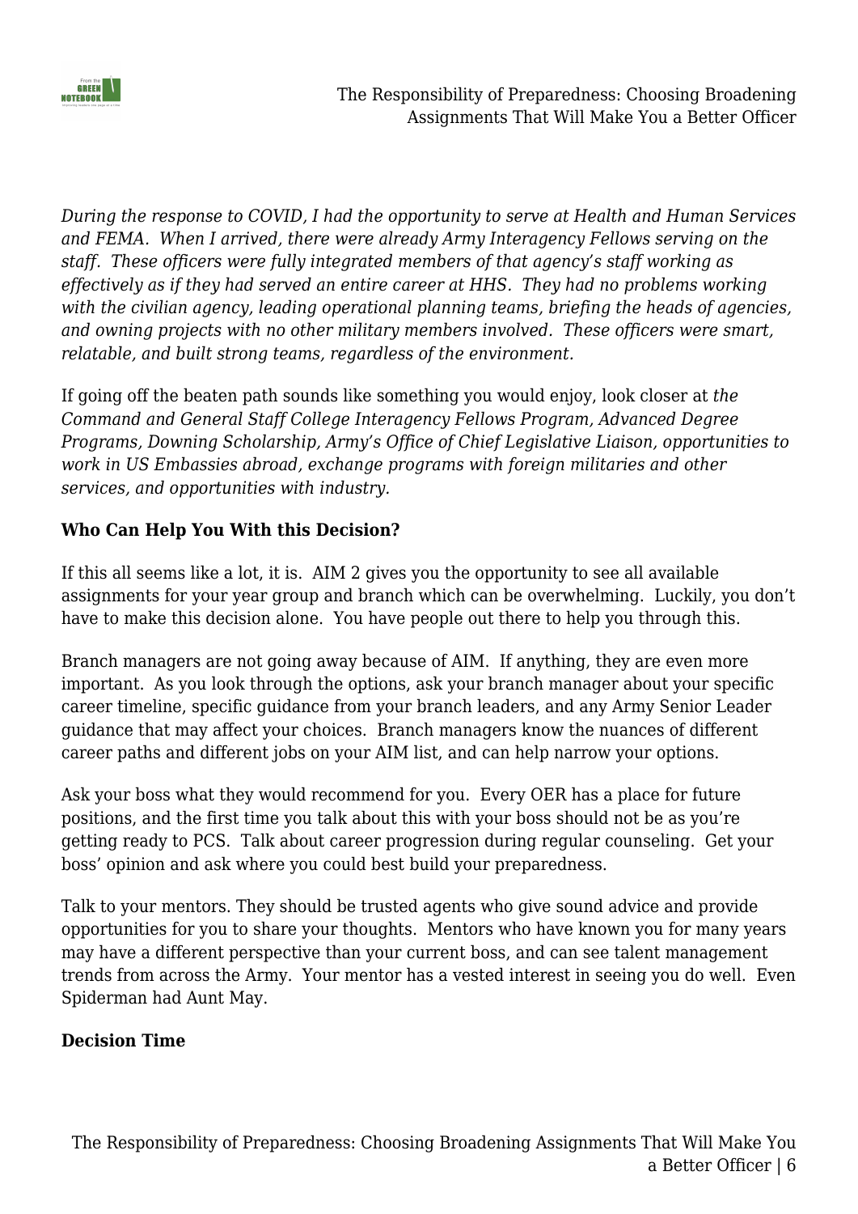*During the response to COVID, I had the opportunity to serve at Health and Human Services and FEMA. When I arrived, there were already Army Interagency Fellows serving on the staff. These officers were fully integrated members of that agency's staff working as effectively as if they had served an entire career at HHS. They had no problems working with the civilian agency, leading operational planning teams, briefing the heads of agencies, and owning projects with no other military members involved. These officers were smart, relatable, and built strong teams, regardless of the environment.*

If going off the beaten path sounds like something you would enjoy, look closer at *the Command and General Staff College Interagency Fellows Program, Advanced Degree Programs, Downing Scholarship, Army's Office of Chief Legislative Liaison, opportunities to work in US Embassies abroad, exchange programs with foreign militaries and other services, and opportunities with industry.*

**Who Can Help You With this Decision?**

If this all seems like a lot, it is. AIM 2 gives you the opportunity to see all available assignments for your year group and branch which can be overwhelming. Luckily, you don't have to make this decision alone. You have people out there to help you through this.

Branch managers are not going away because of AIM. If anything, they are even more important. As you look through the options, ask your branch manager about your specific career timeline, specific guidance from your branch leaders, and any Army Senior Leader guidance that may affect your choices. Branch managers know the nuances of different career paths and different jobs on your AIM list, and can help narrow your options.

Ask your boss what they would recommend for you. Every OER has a place for future positions, and the first time you talk about this with your boss should not be as you're getting ready to PCS. Talk about career progression during regular counseling. Get your boss' opinion and ask where you could best build your preparedness.

Talk to your mentors. They should be trusted agents who give sound advice and provide opportunities for you to share your thoughts. Mentors who have known you for many years may have a different perspective than your current boss, and can see talent management trends from across the Army. Your mentor has a vested interest in seeing you do well. Even Spiderman had Aunt May.

**Decision Time**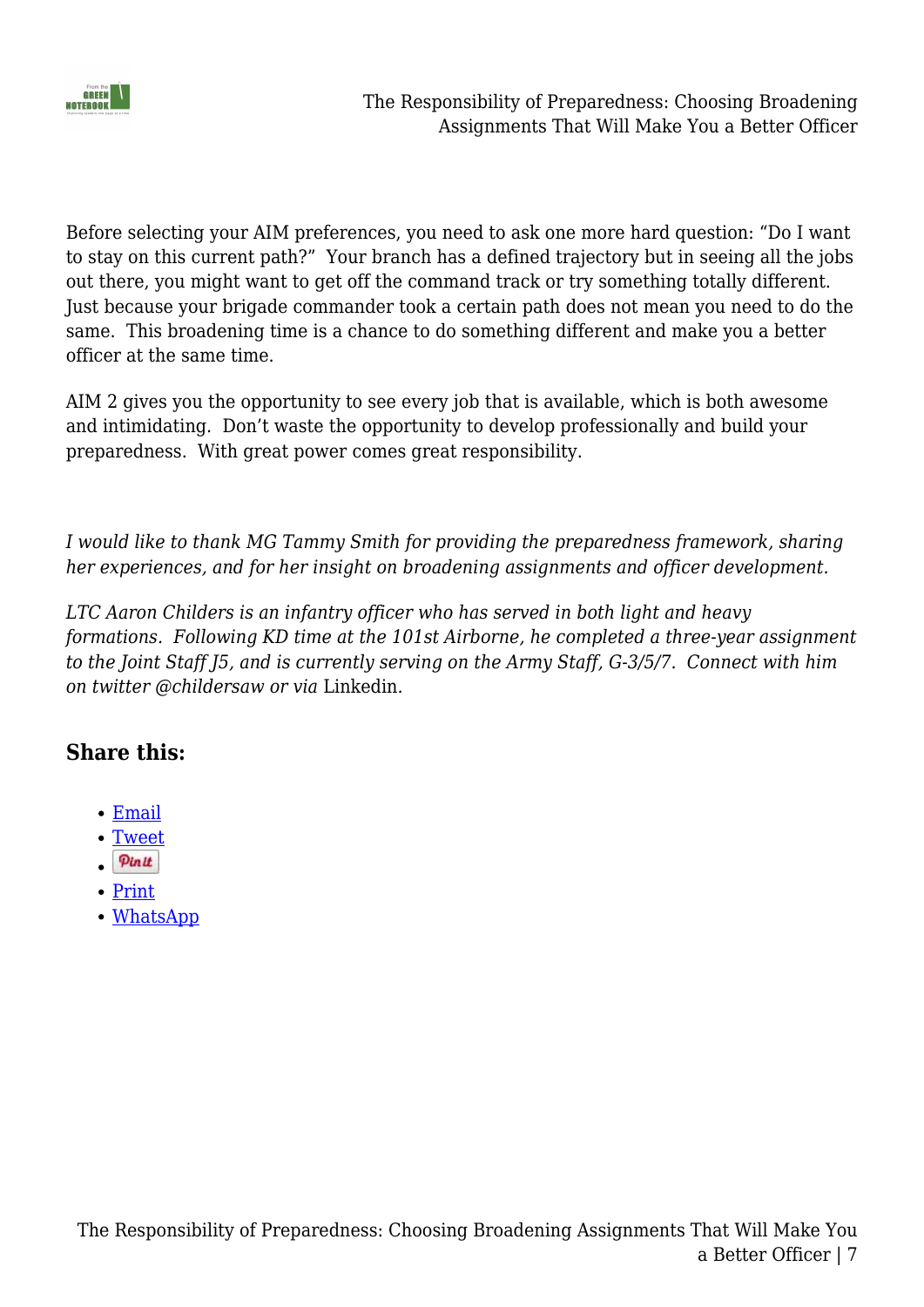Before selecting your AIM preferences, you need to ask one more hard question: "Do I want to stay on this current path?" Your branch has a defined trajectory but in seeing all the jobs out there, you might want to get off the command track or try something totally different. Just because your brigade commander took a certain path does not mean you need to do the same. This broadening time is a chance to do something different and make you a better officer at the same time.

AIM 2 gives you the opportunity to see every job that is available, which is both awesome and intimidating. Don't waste the opportunity to develop professionally and build your preparedness. With great power comes great responsibility.

*I would like to thank MG Tammy Smith for providing the preparedness framework, sharing her experiences, and for her insight on broadening assignments and officer development.*

*LTC Aaron Childers is an infantry officer who has served in both light and heavy formations. Following KD time at the 101st Airborne, he completed a three-year assignment to the Joint Staff J5, and is currently serving on the Army Staff, G-3/5/7. Connect with him on twitter @childersaw or via* Linkedin*.*

### Share this:

- Email
- Tweet
- Pin it
- Print
- WhatsApp